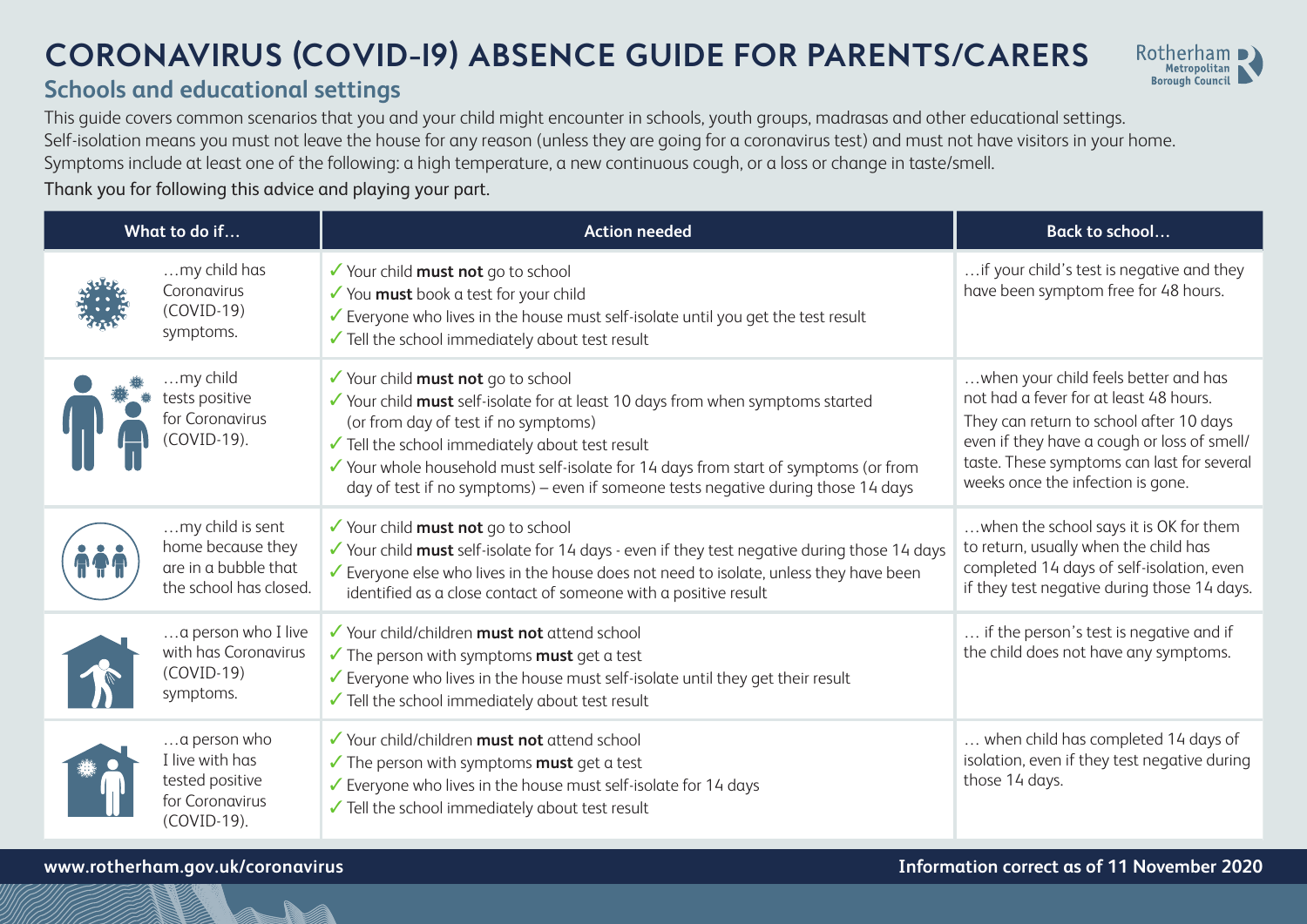# CORONAVIRUS (COVID-19) ABSENCE GUIDE FOR PARENTS/CARERS

## Schools and educational settings

This guide covers common scenarios that you and your child might encounter in schools, youth groups, madrasas and other educational settings.
Self-isolation means you must not leave the house for any reason (unless they are going for a coronavirus test) and must not have visitors in your home.
Symptoms include at least one of the following: a high temperature, a new continuous cough, or a loss or change in taste/smell.

Thank you for following this advice and playing your part.

| What to do if… | Action needed | Back to school… |
|---|---|---|
| …my child has Coronavirus (COVID-19) symptoms. | ✓ Your child **must not** go to school<br>✓ You **must** book a test for your child<br>✓ Everyone who lives in the house must self-isolate until you get the test result<br>✓ Tell the school immediately about test result | …if your child's test is negative and they have been symptom free for 48 hours. |
| …my child tests positive for Coronavirus (COVID-19). | ✓ Your child **must not** go to school<br>✓ Your child **must** self-isolate for at least 10 days from when symptoms started (or from day of test if no symptoms)<br>✓ Tell the school immediately about test result<br>✓ Your whole household must self-isolate for 14 days from start of symptoms (or from day of test if no symptoms) – even if someone tests negative during those 14 days | …when your child feels better and has not had a fever for at least 48 hours. They can return to school after 10 days even if they have a cough or loss of smell/taste. These symptoms can last for several weeks once the infection is gone. |
| …my child is sent home because they are in a bubble that the school has closed. | ✓ Your child **must not** go to school<br>✓ Your child **must** self-isolate for 14 days - even if they test negative during those 14 days<br>✓ Everyone else who lives in the house does not need to isolate, unless they have been identified as a close contact of someone with a positive result | …when the school says it is OK for them to return, usually when the child has completed 14 days of self-isolation, even if they test negative during those 14 days. |
| …a person who I live with has Coronavirus (COVID-19) symptoms. | ✓ Your child/children **must not** attend school<br>✓ The person with symptoms **must** get a test<br>✓ Everyone who lives in the house must self-isolate until they get their result<br>✓ Tell the school immediately about test result | … if the person's test is negative and if the child does not have any symptoms. |
| …a person who I live with has tested positive for Coronavirus (COVID-19). | ✓ Your child/children **must not** attend school<br>✓ The person with symptoms **must** get a test<br>✓ Everyone who lives in the house must self-isolate for 14 days<br>✓ Tell the school immediately about test result | … when child has completed 14 days of isolation, even if they test negative during those 14 days. |

**www.rotherham.gov.uk/coronavirus**

**Information correct as of 11 November 2020**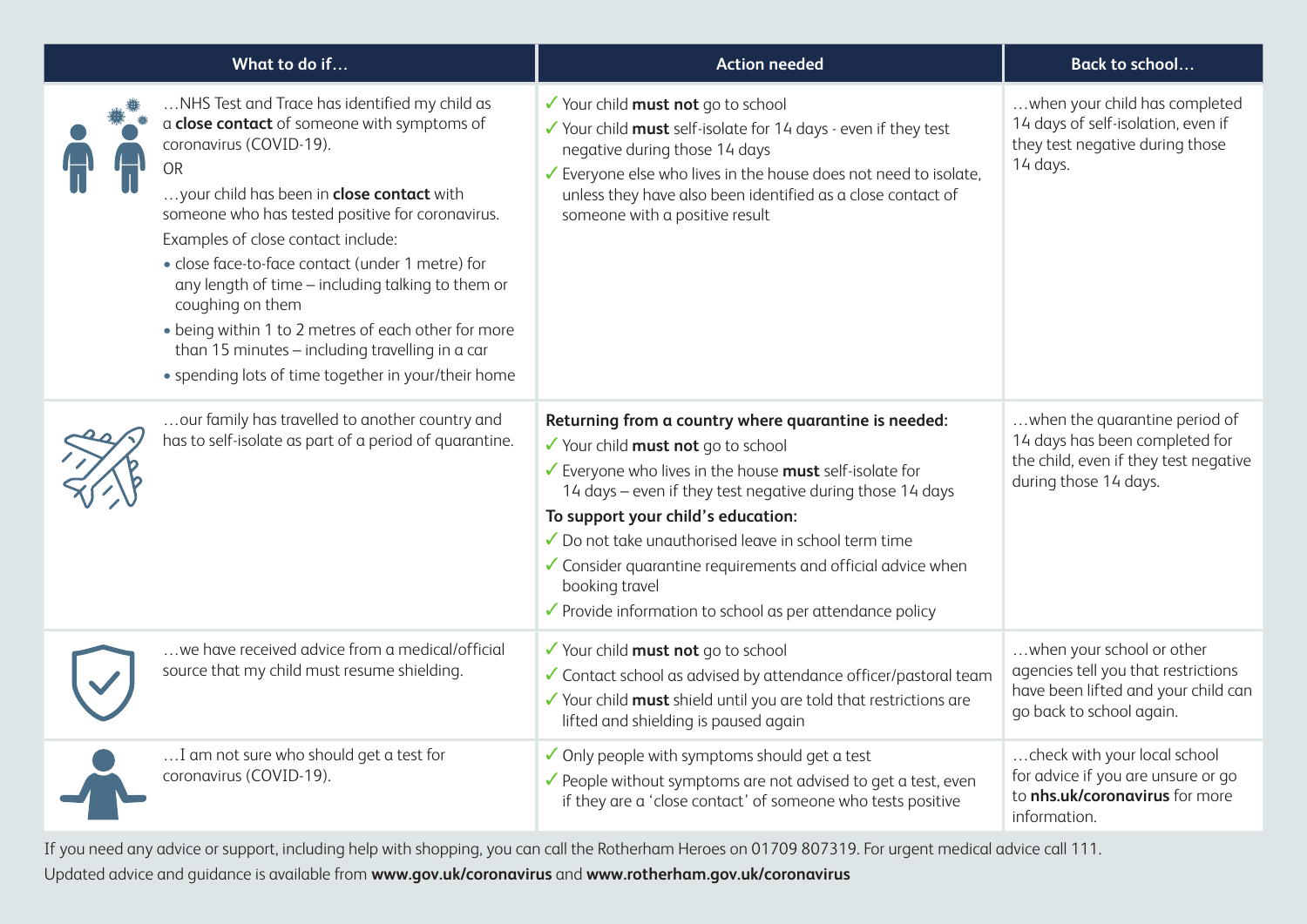| What to do if… | Action needed | Back to school… |
|---|---|---|
| …NHS Test and Trace has identified my child as a **close contact** of someone with symptoms of coronavirus (COVID-19).<br>OR<br>…your child has been in **close contact** with someone who has tested positive for coronavirus.<br>Examples of close contact include:<br>• close face-to-face contact (under 1 metre) for any length of time – including talking to them or coughing on them<br>• being within 1 to 2 metres of each other for more than 15 minutes – including travelling in a car<br>• spending lots of time together in your/their home | ✓ Your child **must not** go to school<br>✓ Your child **must** self-isolate for 14 days - even if they test negative during those 14 days<br>✓ Everyone else who lives in the house does not need to isolate, unless they have also been identified as a close contact of someone with a positive result | …when your child has completed 14 days of self-isolation, even if they test negative during those 14 days. |
| …our family has travelled to another country and has to self-isolate as part of a period of quarantine. | **Returning from a country where quarantine is needed:**<br>✓ Your child **must not** go to school<br>✓ Everyone who lives in the house **must** self-isolate for 14 days – even if they test negative during those 14 days<br>**To support your child's education:**<br>✓ Do not take unauthorised leave in school term time<br>✓ Consider quarantine requirements and official advice when booking travel<br>✓ Provide information to school as per attendance policy | …when the quarantine period of 14 days has been completed for the child, even if they test negative during those 14 days. |
| …we have received advice from a medical/official source that my child must resume shielding. | ✓ Your child **must not** go to school<br>✓ Contact school as advised by attendance officer/pastoral team<br>✓ Your child **must** shield until you are told that restrictions are lifted and shielding is paused again | …when your school or other agencies tell you that restrictions have been lifted and your child can go back to school again. |
| …I am not sure who should get a test for coronavirus (COVID-19). | ✓ Only people with symptoms should get a test<br>✓ People without symptoms are not advised to get a test, even if they are a 'close contact' of someone who tests positive | …check with your local school for advice if you are unsure or go to **nhs.uk/coronavirus** for more information. |

If you need any advice or support, including help with shopping, you can call the Rotherham Heroes on 01709 807319. For urgent medical advice call 111.

Updated advice and guidance is available from **www.gov.uk/coronavirus** and **www.rotherham.gov.uk/coronavirus**